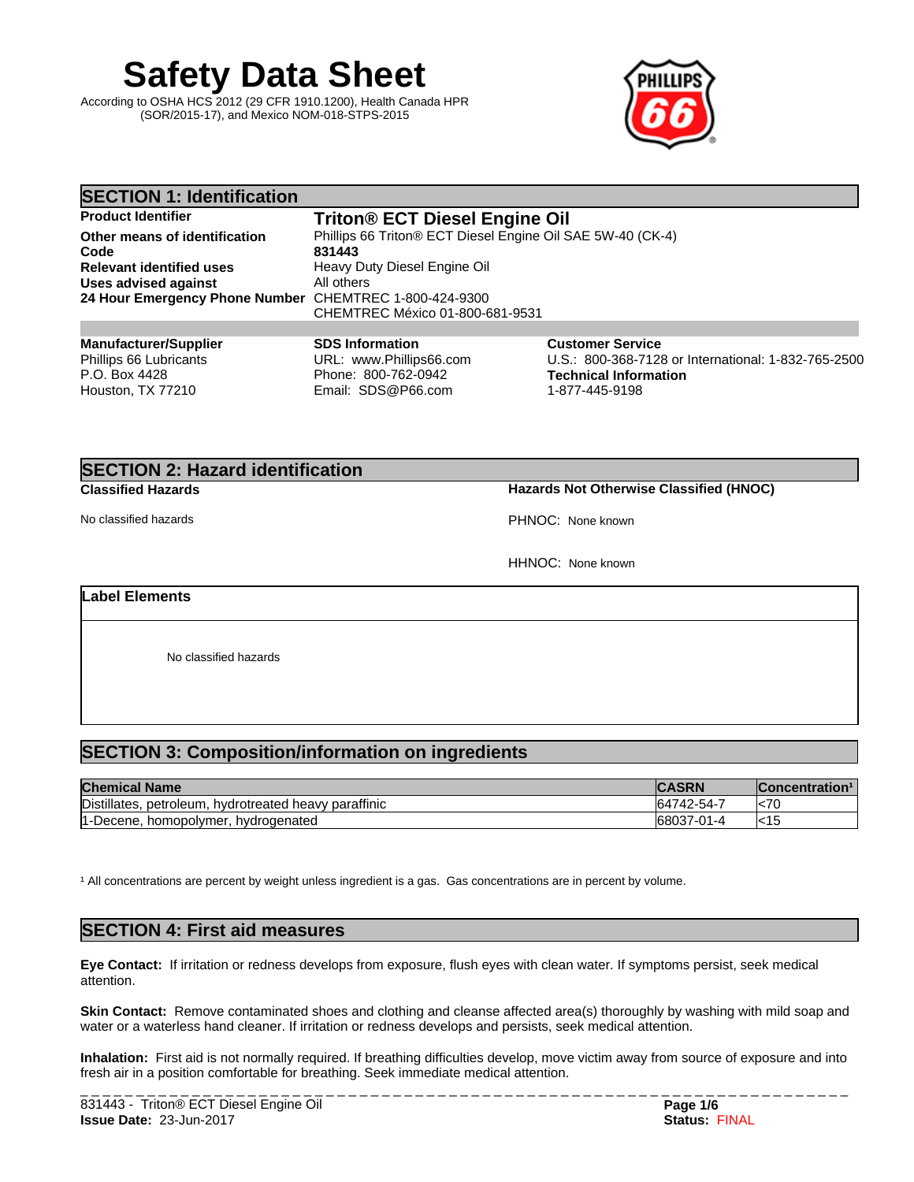# Safety Data Sheet

According to OSHA HCS 2012 (29 CFR 1910.1200), Health Canada HPR (SOR/2015-17), and Mexico NOM-018-STPS-2015

## SECTION 1: Identification

| | |
|---|---|
| **Product Identifier** | **Triton® ECT Diesel Engine Oil** |
| **Other means of identification** | Phillips 66 Triton® ECT Diesel Engine Oil SAE 5W-40 (CK-4) |
| **Code** | **831443** |
| **Relevant identified uses** | Heavy Duty Diesel Engine Oil |
| **Uses advised against** | All others |
| **24 Hour Emergency Phone Number** | CHEMTREC 1-800-424-9300<br>CHEMTREC México 01-800-681-9531 |

**Manufacturer/Supplier**
Phillips 66 Lubricants
P.O. Box 4428
Houston, TX 77210

**SDS Information**
URL: www.Phillips66.com
Phone: 800-762-0942
Email: SDS@P66.com

**Customer Service**
U.S.: 800-368-7128 or International: 1-832-765-2500

**Technical Information**
1-877-445-9198

## SECTION 2: Hazard identification

**Classified Hazards**

No classified hazards

**Hazards Not Otherwise Classified (HNOC)**

PHNOC: None known

HHNOC: None known

**Label Elements**

No classified hazards

## SECTION 3: Composition/information on ingredients

| Chemical Name | CASRN | Concentration[1] |
|---|---|---|
| Distillates, petroleum, hydrotreated heavy paraffinic | 64742-54-7 | <70 |
| 1-Decene, homopolymer, hydrogenated | 68037-01-4 | <15 |

[1] All concentrations are percent by weight unless ingredient is a gas. Gas concentrations are in percent by volume.

## SECTION 4: First aid measures

**Eye Contact:** If irritation or redness develops from exposure, flush eyes with clean water. If symptoms persist, seek medical attention.

**Skin Contact:** Remove contaminated shoes and clothing and cleanse affected area(s) thoroughly by washing with mild soap and water or a waterless hand cleaner. If irritation or redness develops and persists, seek medical attention.

**Inhalation:** First aid is not normally required. If breathing difficulties develop, move victim away from source of exposure and into fresh air in a position comfortable for breathing. Seek immediate medical attention.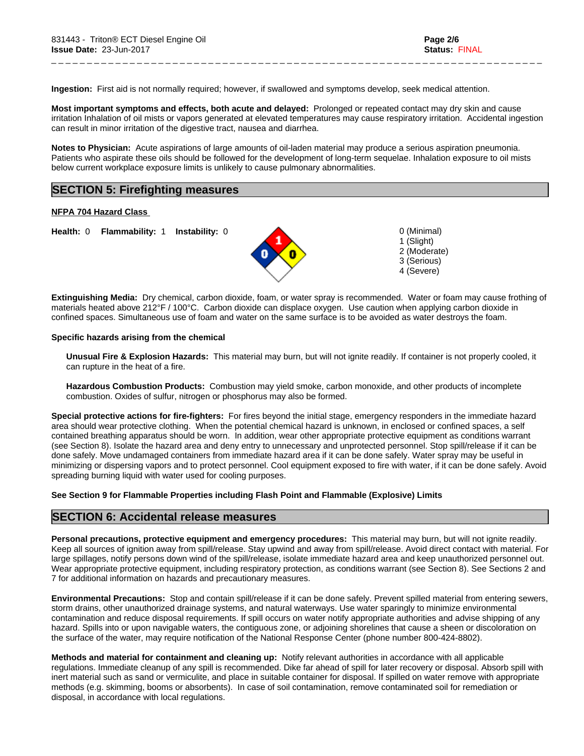**Ingestion:** First aid is not normally required; however, if swallowed and symptoms develop, seek medical attention.

**Most important symptoms and effects, both acute and delayed:** Prolonged or repeated contact may dry skin and cause irritation Inhalation of oil mists or vapors generated at elevated temperatures may cause respiratory irritation. Accidental ingestion can result in minor irritation of the digestive tract, nausea and diarrhea.

**Notes to Physician:** Acute aspirations of large amounts of oil-laden material may produce a serious aspiration pneumonia. Patients who aspirate these oils should be followed for the development of long-term sequelae. Inhalation exposure to oil mists below current workplace exposure limits is unlikely to cause pulmonary abnormalities.

## SECTION 5: Firefighting measures

**NFPA 704 Hazard Class**

**Health:** 0 **Flammability:** 1 **Instability:** 0

0 (Minimal)
1 (Slight)
2 (Moderate)
3 (Serious)
4 (Severe)

**Extinguishing Media:** Dry chemical, carbon dioxide, foam, or water spray is recommended. Water or foam may cause frothing of materials heated above 212°F / 100°C. Carbon dioxide can displace oxygen. Use caution when applying carbon dioxide in confined spaces. Simultaneous use of foam and water on the same surface is to be avoided as water destroys the foam.

**Specific hazards arising from the chemical**

**Unusual Fire & Explosion Hazards:** This material may burn, but will not ignite readily. If container is not properly cooled, it can rupture in the heat of a fire.

**Hazardous Combustion Products:** Combustion may yield smoke, carbon monoxide, and other products of incomplete combustion. Oxides of sulfur, nitrogen or phosphorus may also be formed.

**Special protective actions for fire-fighters:** For fires beyond the initial stage, emergency responders in the immediate hazard area should wear protective clothing. When the potential chemical hazard is unknown, in enclosed or confined spaces, a self contained breathing apparatus should be worn. In addition, wear other appropriate protective equipment as conditions warrant (see Section 8). Isolate the hazard area and deny entry to unnecessary and unprotected personnel. Stop spill/release if it can be done safely. Move undamaged containers from immediate hazard area if it can be done safely. Water spray may be useful in minimizing or dispersing vapors and to protect personnel. Cool equipment exposed to fire with water, if it can be done safely. Avoid spreading burning liquid with water used for cooling purposes.

**See Section 9 for Flammable Properties including Flash Point and Flammable (Explosive) Limits**

## SECTION 6: Accidental release measures

**Personal precautions, protective equipment and emergency procedures:** This material may burn, but will not ignite readily. Keep all sources of ignition away from spill/release. Stay upwind and away from spill/release. Avoid direct contact with material. For large spillages, notify persons down wind of the spill/release, isolate immediate hazard area and keep unauthorized personnel out. Wear appropriate protective equipment, including respiratory protection, as conditions warrant (see Section 8). See Sections 2 and 7 for additional information on hazards and precautionary measures.

**Environmental Precautions:** Stop and contain spill/release if it can be done safely. Prevent spilled material from entering sewers, storm drains, other unauthorized drainage systems, and natural waterways. Use water sparingly to minimize environmental contamination and reduce disposal requirements. If spill occurs on water notify appropriate authorities and advise shipping of any hazard. Spills into or upon navigable waters, the contiguous zone, or adjoining shorelines that cause a sheen or discoloration on the surface of the water, may require notification of the National Response Center (phone number 800-424-8802).

**Methods and material for containment and cleaning up:** Notify relevant authorities in accordance with all applicable regulations. Immediate cleanup of any spill is recommended. Dike far ahead of spill for later recovery or disposal. Absorb spill with inert material such as sand or vermiculite, and place in suitable container for disposal. If spilled on water remove with appropriate methods (e.g. skimming, booms or absorbents). In case of soil contamination, remove contaminated soil for remediation or disposal, in accordance with local regulations.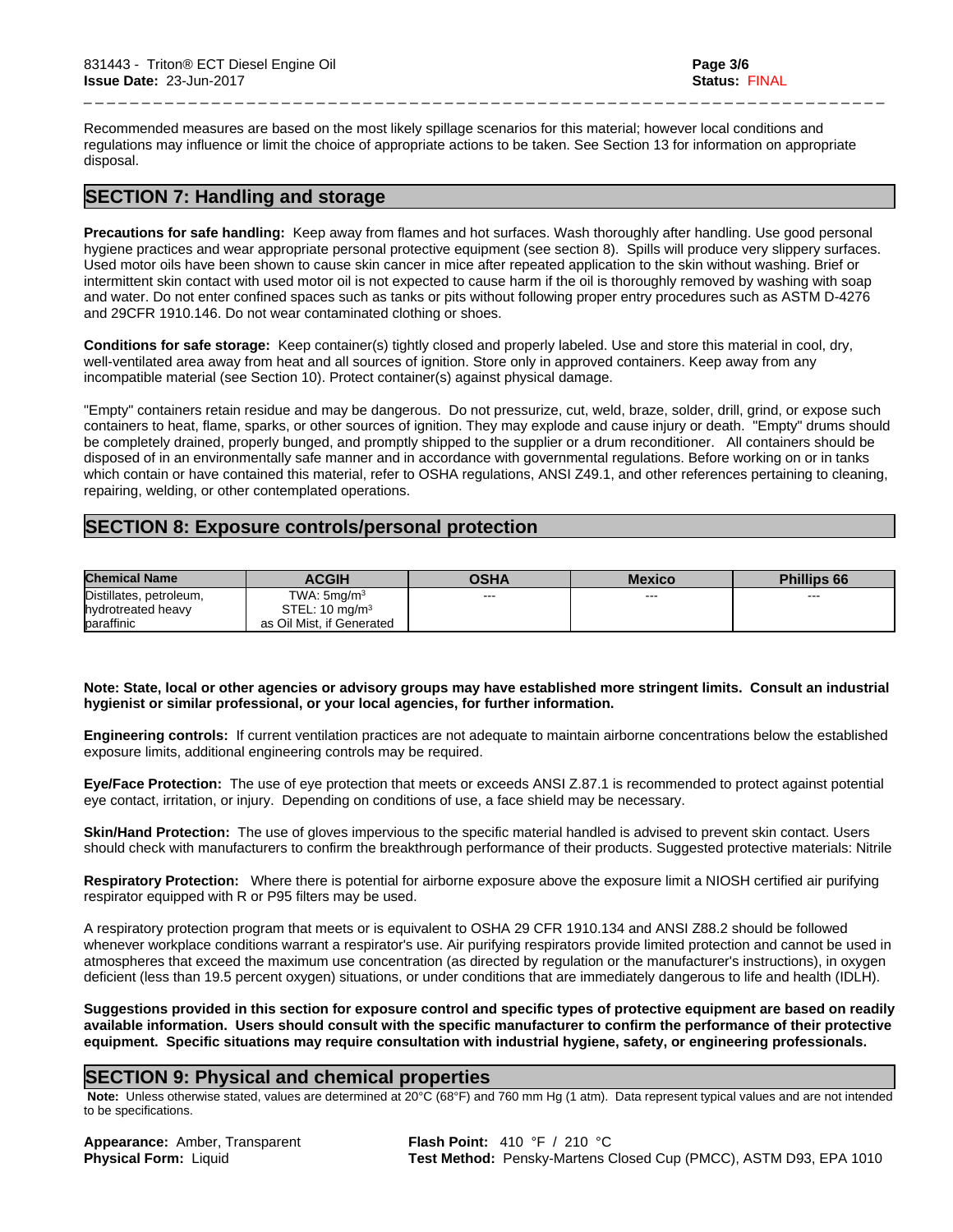Recommended measures are based on the most likely spillage scenarios for this material; however local conditions and regulations may influence or limit the choice of appropriate actions to be taken. See Section 13 for information on appropriate disposal.

## SECTION 7: Handling and storage

**Precautions for safe handling:** Keep away from flames and hot surfaces. Wash thoroughly after handling. Use good personal hygiene practices and wear appropriate personal protective equipment (see section 8). Spills will produce very slippery surfaces. Used motor oils have been shown to cause skin cancer in mice after repeated application to the skin without washing. Brief or intermittent skin contact with used motor oil is not expected to cause harm if the oil is thoroughly removed by washing with soap and water. Do not enter confined spaces such as tanks or pits without following proper entry procedures such as ASTM D-4276 and 29CFR 1910.146. Do not wear contaminated clothing or shoes.

**Conditions for safe storage:** Keep container(s) tightly closed and properly labeled. Use and store this material in cool, dry, well-ventilated area away from heat and all sources of ignition. Store only in approved containers. Keep away from any incompatible material (see Section 10). Protect container(s) against physical damage.

"Empty" containers retain residue and may be dangerous. Do not pressurize, cut, weld, braze, solder, drill, grind, or expose such containers to heat, flame, sparks, or other sources of ignition. They may explode and cause injury or death. "Empty" drums should be completely drained, properly bunged, and promptly shipped to the supplier or a drum reconditioner. All containers should be disposed of in an environmentally safe manner and in accordance with governmental regulations. Before working on or in tanks which contain or have contained this material, refer to OSHA regulations, ANSI Z49.1, and other references pertaining to cleaning, repairing, welding, or other contemplated operations.

## SECTION 8: Exposure controls/personal protection

| Chemical Name | ACGIH | OSHA | Mexico | Phillips 66 |
|---|---|---|---|---|
| Distillates, petroleum, hydrotreated heavy paraffinic | TWA: 5mg/m³<br>STEL: 10 mg/m³<br>as Oil Mist, if Generated | --- | --- | --- |

**Note: State, local or other agencies or advisory groups may have established more stringent limits. Consult an industrial hygienist or similar professional, or your local agencies, for further information.**

**Engineering controls:** If current ventilation practices are not adequate to maintain airborne concentrations below the established exposure limits, additional engineering controls may be required.

**Eye/Face Protection:** The use of eye protection that meets or exceeds ANSI Z.87.1 is recommended to protect against potential eye contact, irritation, or injury. Depending on conditions of use, a face shield may be necessary.

**Skin/Hand Protection:** The use of gloves impervious to the specific material handled is advised to prevent skin contact. Users should check with manufacturers to confirm the breakthrough performance of their products. Suggested protective materials: Nitrile

**Respiratory Protection:** Where there is potential for airborne exposure above the exposure limit a NIOSH certified air purifying respirator equipped with R or P95 filters may be used.

A respiratory protection program that meets or is equivalent to OSHA 29 CFR 1910.134 and ANSI Z88.2 should be followed whenever workplace conditions warrant a respirator's use. Air purifying respirators provide limited protection and cannot be used in atmospheres that exceed the maximum use concentration (as directed by regulation or the manufacturer's instructions), in oxygen deficient (less than 19.5 percent oxygen) situations, or under conditions that are immediately dangerous to life and health (IDLH).

**Suggestions provided in this section for exposure control and specific types of protective equipment are based on readily available information. Users should consult with the specific manufacturer to confirm the performance of their protective equipment. Specific situations may require consultation with industrial hygiene, safety, or engineering professionals.**

## SECTION 9: Physical and chemical properties

**Note:** Unless otherwise stated, values are determined at 20°C (68°F) and 760 mm Hg (1 atm). Data represent typical values and are not intended to be specifications.

**Appearance:** Amber, Transparent
**Physical Form:** Liquid

**Flash Point:** 410 °F / 210 °C
**Test Method:** Pensky-Martens Closed Cup (PMCC), ASTM D93, EPA 1010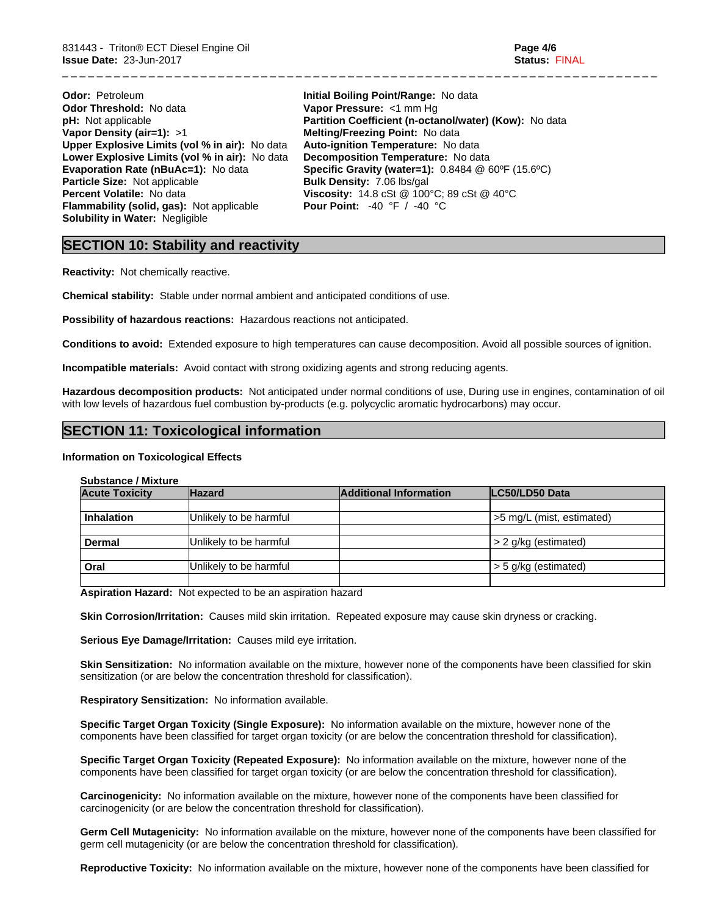**Odor:** Petroleum
**Odor Threshold:** No data
**pH:** Not applicable
**Vapor Density (air=1):** >1
**Upper Explosive Limits (vol % in air):** No data
**Lower Explosive Limits (vol % in air):** No data
**Evaporation Rate (nBuAc=1):** No data
**Particle Size:** Not applicable
**Percent Volatile:** No data
**Flammability (solid, gas):** Not applicable
**Solubility in Water:** Negligible

**Initial Boiling Point/Range:** No data
**Vapor Pressure:** <1 mm Hg
**Partition Coefficient (n-octanol/water) (Kow):** No data
**Melting/Freezing Point:** No data
**Auto-ignition Temperature:** No data
**Decomposition Temperature:** No data
**Specific Gravity (water=1):** 0.8484 @ 60ºF (15.6ºC)
**Bulk Density:** 7.06 lbs/gal
**Viscosity:** 14.8 cSt @ 100°C; 89 cSt @ 40°C
**Pour Point:** -40 °F / -40 °C

## SECTION 10: Stability and reactivity

**Reactivity:** Not chemically reactive.

**Chemical stability:** Stable under normal ambient and anticipated conditions of use.

**Possibility of hazardous reactions:** Hazardous reactions not anticipated.

**Conditions to avoid:** Extended exposure to high temperatures can cause decomposition. Avoid all possible sources of ignition.

**Incompatible materials:** Avoid contact with strong oxidizing agents and strong reducing agents.

**Hazardous decomposition products:** Not anticipated under normal conditions of use, During use in engines, contamination of oil with low levels of hazardous fuel combustion by-products (e.g. polycyclic aromatic hydrocarbons) may occur.

## SECTION 11: Toxicological information

**Information on Toxicological Effects**

**Substance / Mixture**

| Acute Toxicity | Hazard | Additional Information | LC50/LD50 Data |
|---|---|---|---|
| **Inhalation** | Unlikely to be harmful | | >5 mg/L (mist, estimated) |
| **Dermal** | Unlikely to be harmful | | > 2 g/kg (estimated) |
| **Oral** | Unlikely to be harmful | | > 5 g/kg (estimated) |

**Aspiration Hazard:** Not expected to be an aspiration hazard

**Skin Corrosion/Irritation:** Causes mild skin irritation. Repeated exposure may cause skin dryness or cracking.

**Serious Eye Damage/Irritation:** Causes mild eye irritation.

**Skin Sensitization:** No information available on the mixture, however none of the components have been classified for skin sensitization (or are below the concentration threshold for classification).

**Respiratory Sensitization:** No information available.

**Specific Target Organ Toxicity (Single Exposure):** No information available on the mixture, however none of the components have been classified for target organ toxicity (or are below the concentration threshold for classification).

**Specific Target Organ Toxicity (Repeated Exposure):** No information available on the mixture, however none of the components have been classified for target organ toxicity (or are below the concentration threshold for classification).

**Carcinogenicity:** No information available on the mixture, however none of the components have been classified for carcinogenicity (or are below the concentration threshold for classification).

**Germ Cell Mutagenicity:** No information available on the mixture, however none of the components have been classified for germ cell mutagenicity (or are below the concentration threshold for classification).

**Reproductive Toxicity:** No information available on the mixture, however none of the components have been classified for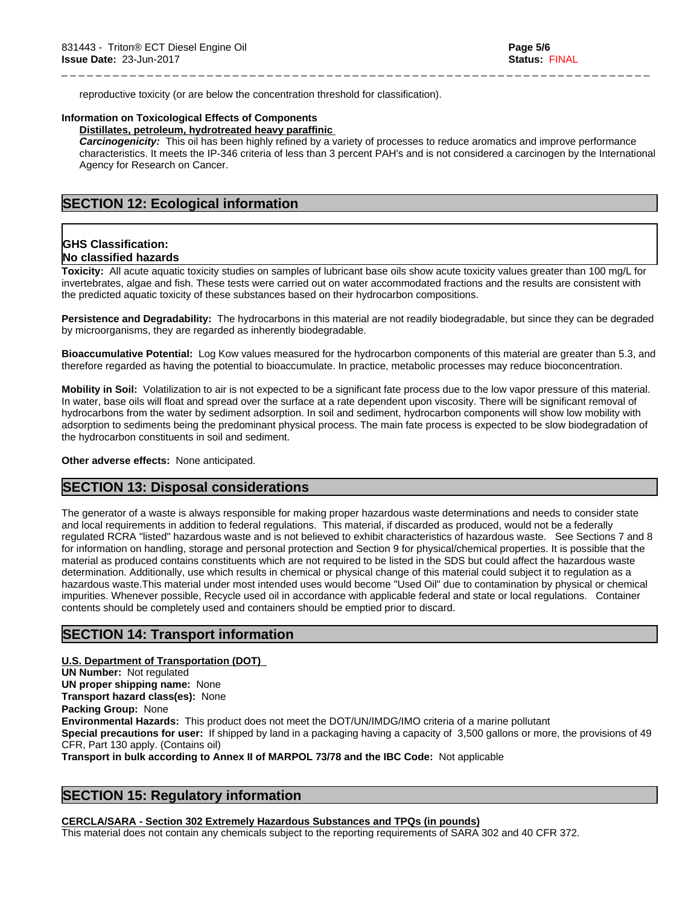reproductive toxicity (or are below the concentration threshold for classification).

**Information on Toxicological Effects of Components**

**Distillates, petroleum, hydrotreated heavy paraffinic**

***Carcinogenicity:*** This oil has been highly refined by a variety of processes to reduce aromatics and improve performance characteristics. It meets the IP-346 criteria of less than 3 percent PAH's and is not considered a carcinogen by the International Agency for Research on Cancer.

## SECTION 12: Ecological information

**GHS Classification:**
**No classified hazards**

**Toxicity:** All acute aquatic toxicity studies on samples of lubricant base oils show acute toxicity values greater than 100 mg/L for invertebrates, algae and fish. These tests were carried out on water accommodated fractions and the results are consistent with the predicted aquatic toxicity of these substances based on their hydrocarbon compositions.

**Persistence and Degradability:** The hydrocarbons in this material are not readily biodegradable, but since they can be degraded by microorganisms, they are regarded as inherently biodegradable.

**Bioaccumulative Potential:** Log Kow values measured for the hydrocarbon components of this material are greater than 5.3, and therefore regarded as having the potential to bioaccumulate. In practice, metabolic processes may reduce bioconcentration.

**Mobility in Soil:** Volatilization to air is not expected to be a significant fate process due to the low vapor pressure of this material. In water, base oils will float and spread over the surface at a rate dependent upon viscosity. There will be significant removal of hydrocarbons from the water by sediment adsorption. In soil and sediment, hydrocarbon components will show low mobility with adsorption to sediments being the predominant physical process. The main fate process is expected to be slow biodegradation of the hydrocarbon constituents in soil and sediment.

**Other adverse effects:** None anticipated.

## SECTION 13: Disposal considerations

The generator of a waste is always responsible for making proper hazardous waste determinations and needs to consider state and local requirements in addition to federal regulations. This material, if discarded as produced, would not be a federally regulated RCRA "listed" hazardous waste and is not believed to exhibit characteristics of hazardous waste. See Sections 7 and 8 for information on handling, storage and personal protection and Section 9 for physical/chemical properties. It is possible that the material as produced contains constituents which are not required to be listed in the SDS but could affect the hazardous waste determination. Additionally, use which results in chemical or physical change of this material could subject it to regulation as a hazardous waste.This material under most intended uses would become "Used Oil" due to contamination by physical or chemical impurities. Whenever possible, Recycle used oil in accordance with applicable federal and state or local regulations. Container contents should be completely used and containers should be emptied prior to discard.

## SECTION 14: Transport information

**U.S. Department of Transportation (DOT)**

**UN Number:** Not regulated
**UN proper shipping name:** None
**Transport hazard class(es):** None
**Packing Group:** None
**Environmental Hazards:** This product does not meet the DOT/UN/IMDG/IMO criteria of a marine pollutant
**Special precautions for user:** If shipped by land in a packaging having a capacity of 3,500 gallons or more, the provisions of 49 CFR, Part 130 apply. (Contains oil)
**Transport in bulk according to Annex II of MARPOL 73/78 and the IBC Code:** Not applicable

## SECTION 15: Regulatory information

**CERCLA/SARA - Section 302 Extremely Hazardous Substances and TPQs (in pounds)**

This material does not contain any chemicals subject to the reporting requirements of SARA 302 and 40 CFR 372.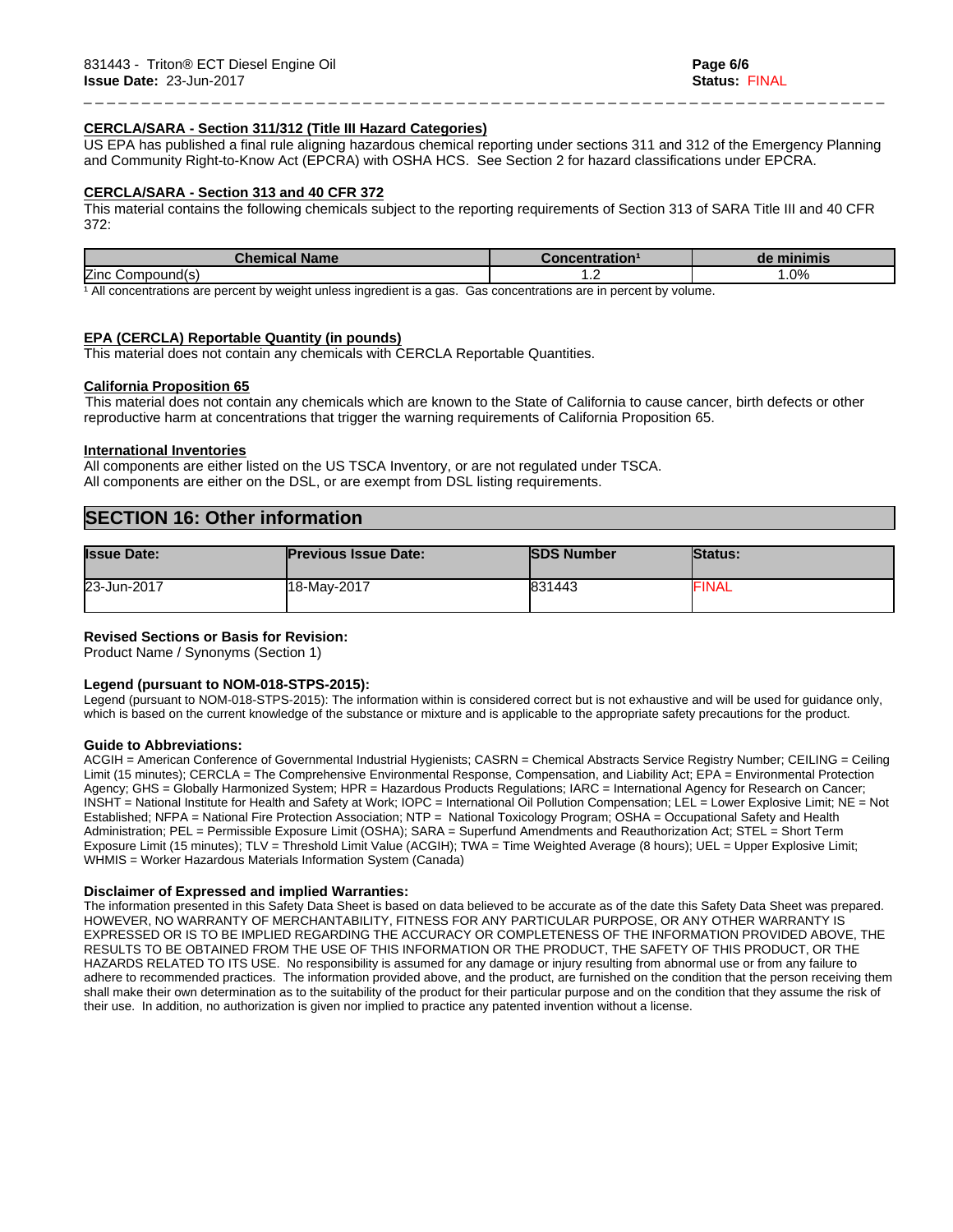**CERCLA/SARA - Section 311/312 (Title III Hazard Categories)**

US EPA has published a final rule aligning hazardous chemical reporting under sections 311 and 312 of the Emergency Planning and Community Right-to-Know Act (EPCRA) with OSHA HCS. See Section 2 for hazard classifications under EPCRA.

**CERCLA/SARA - Section 313 and 40 CFR 372**

This material contains the following chemicals subject to the reporting requirements of Section 313 of SARA Title III and 40 CFR 372:

| Chemical Name | Concentration[1] | de minimis |
|---|---|---|
| Zinc Compound(s) | 1.2 | 1.0% |

[1] All concentrations are percent by weight unless ingredient is a gas. Gas concentrations are in percent by volume.

**EPA (CERCLA) Reportable Quantity (in pounds)**

This material does not contain any chemicals with CERCLA Reportable Quantities.

**California Proposition 65**

This material does not contain any chemicals which are known to the State of California to cause cancer, birth defects or other reproductive harm at concentrations that trigger the warning requirements of California Proposition 65.

**International Inventories**

All components are either listed on the US TSCA Inventory, or are not regulated under TSCA.
All components are either on the DSL, or are exempt from DSL listing requirements.

## SECTION 16: Other information

| Issue Date: | Previous Issue Date: | SDS Number | Status: |
|---|---|---|---|
| 23-Jun-2017 | 18-May-2017 | 831443 | FINAL |

**Revised Sections or Basis for Revision:**

Product Name / Synonyms (Section 1)

**Legend (pursuant to NOM-018-STPS-2015):**

Legend (pursuant to NOM-018-STPS-2015): The information within is considered correct but is not exhaustive and will be used for guidance only, which is based on the current knowledge of the substance or mixture and is applicable to the appropriate safety precautions for the product.

**Guide to Abbreviations:**

ACGIH = American Conference of Governmental Industrial Hygienists; CASRN = Chemical Abstracts Service Registry Number; CEILING = Ceiling Limit (15 minutes); CERCLA = The Comprehensive Environmental Response, Compensation, and Liability Act; EPA = Environmental Protection Agency; GHS = Globally Harmonized System; HPR = Hazardous Products Regulations; IARC = International Agency for Research on Cancer; INSHT = National Institute for Health and Safety at Work; IOPC = International Oil Pollution Compensation; LEL = Lower Explosive Limit; NE = Not Established; NFPA = National Fire Protection Association; NTP = National Toxicology Program; OSHA = Occupational Safety and Health Administration; PEL = Permissible Exposure Limit (OSHA); SARA = Superfund Amendments and Reauthorization Act; STEL = Short Term Exposure Limit (15 minutes); TLV = Threshold Limit Value (ACGIH); TWA = Time Weighted Average (8 hours); UEL = Upper Explosive Limit; WHMIS = Worker Hazardous Materials Information System (Canada)

**Disclaimer of Expressed and implied Warranties:**

The information presented in this Safety Data Sheet is based on data believed to be accurate as of the date this Safety Data Sheet was prepared. HOWEVER, NO WARRANTY OF MERCHANTABILITY, FITNESS FOR ANY PARTICULAR PURPOSE, OR ANY OTHER WARRANTY IS EXPRESSED OR IS TO BE IMPLIED REGARDING THE ACCURACY OR COMPLETENESS OF THE INFORMATION PROVIDED ABOVE, THE RESULTS TO BE OBTAINED FROM THE USE OF THIS INFORMATION OR THE PRODUCT, THE SAFETY OF THIS PRODUCT, OR THE HAZARDS RELATED TO ITS USE. No responsibility is assumed for any damage or injury resulting from abnormal use or from any failure to adhere to recommended practices. The information provided above, and the product, are furnished on the condition that the person receiving them shall make their own determination as to the suitability of the product for their particular purpose and on the condition that they assume the risk of their use. In addition, no authorization is given nor implied to practice any patented invention without a license.